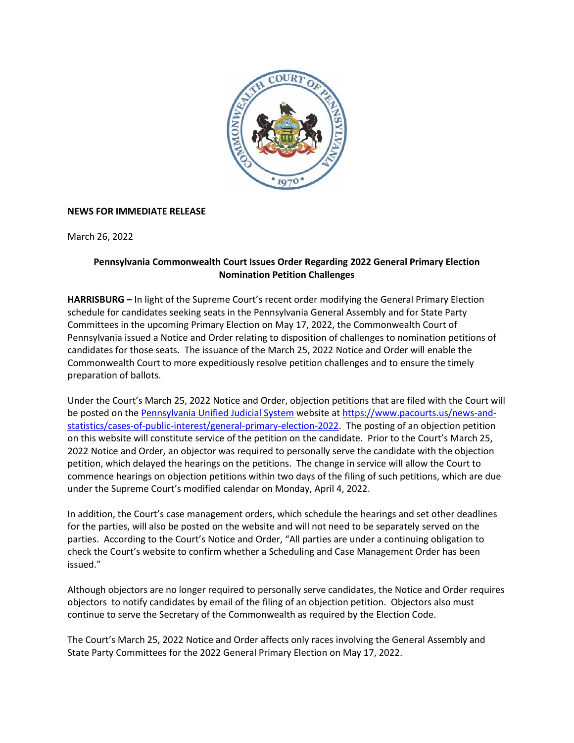**NEWS FOR IMMEDIATE RELEASE**

March 26, 2022

## Pennsylvania Commonwealth Court Issues Order Regarding 2022 General Primary Election Nomination Petition Challenges

**HARRISBURG –** In light of the Supreme Court's recent order modifying the General Primary Election schedule for candidates seeking seats in the Pennsylvania General Assembly and for State Party Committees in the upcoming Primary Election on May 17, 2022, the Commonwealth Court of Pennsylvania issued a Notice and Order relating to disposition of challenges to nomination petitions of candidates for those seats. The issuance of the March 25, 2022 Notice and Order will enable the Commonwealth Court to more expeditiously resolve petition challenges and to ensure the timely preparation of ballots.

Under the Court's March 25, 2022 Notice and Order, objection petitions that are filed with the Court will be posted on the [Pennsylvania Unified Judicial System](https://www.pacourts.us) website at [https://www.pacourts.us/news-and-statistics/cases-of-public-interest/general-primary-election-2022](https://www.pacourts.us/news-and-statistics/cases-of-public-interest/general-primary-election-2022). The posting of an objection petition on this website will constitute service of the petition on the candidate. Prior to the Court's March 25, 2022 Notice and Order, an objector was required to personally serve the candidate with the objection petition, which delayed the hearings on the petitions. The change in service will allow the Court to commence hearings on objection petitions within two days of the filing of such petitions, which are due under the Supreme Court's modified calendar on Monday, April 4, 2022.

In addition, the Court's case management orders, which schedule the hearings and set other deadlines for the parties, will also be posted on the website and will not need to be separately served on the parties. According to the Court's Notice and Order, "All parties are under a continuing obligation to check the Court's website to confirm whether a Scheduling and Case Management Order has been issued."

Although objectors are no longer required to personally serve candidates, the Notice and Order requires objectors to notify candidates by email of the filing of an objection petition. Objectors also must continue to serve the Secretary of the Commonwealth as required by the Election Code.

The Court's March 25, 2022 Notice and Order affects only races involving the General Assembly and State Party Committees for the 2022 General Primary Election on May 17, 2022.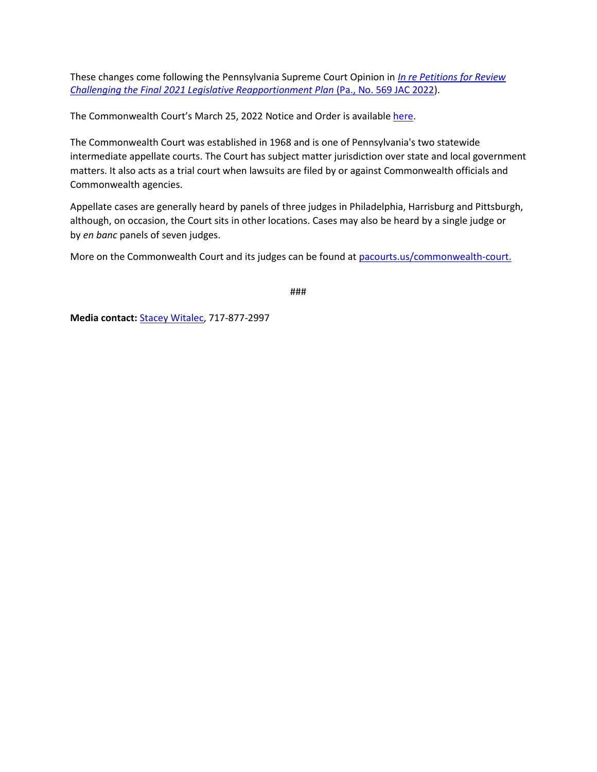These changes come following the Pennsylvania Supreme Court Opinion in *In re Petitions for Review Challenging the Final 2021 Legislative Reapportionment Plan* (Pa., No. 569 JAC 2022).

The Commonwealth Court's March 25, 2022 Notice and Order is available here.

The Commonwealth Court was established in 1968 and is one of Pennsylvania's two statewide intermediate appellate courts. The Court has subject matter jurisdiction over state and local government matters. It also acts as a trial court when lawsuits are filed by or against Commonwealth officials and Commonwealth agencies.

Appellate cases are generally heard by panels of three judges in Philadelphia, Harrisburg and Pittsburgh, although, on occasion, the Court sits in other locations. Cases may also be heard by a single judge or by *en banc* panels of seven judges.

More on the Commonwealth Court and its judges can be found at pacourts.us/commonwealth-court.

###

**Media contact:** Stacey Witalec, 717-877-2997